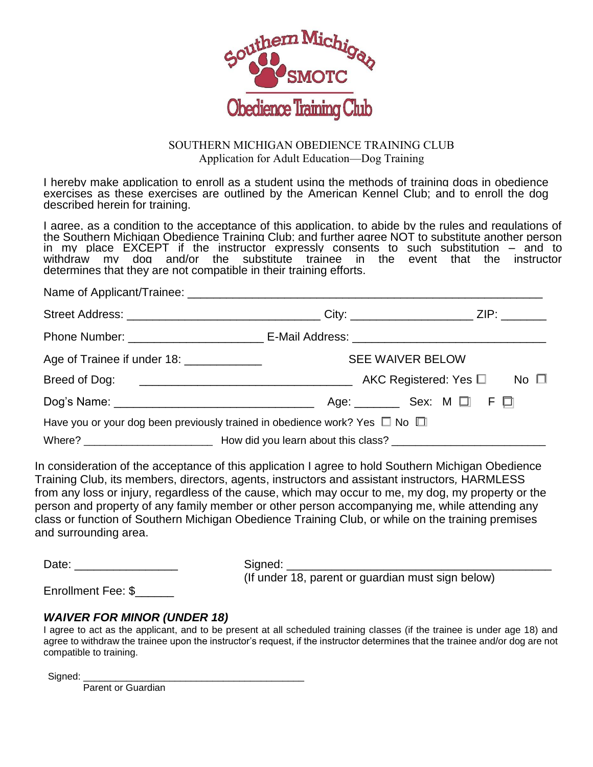Southern Michigan SMOTC Obedience Training Club

SOUTHERN MICHIGAN OBEDIENCE TRAINING CLUB
Application for Adult Education—Dog Training

I hereby make application to enroll as a student using the methods of training dogs in obedience exercises as these exercises are outlined by the American Kennel Club; and to enroll the dog described herein for training.

I agree, as a condition to the acceptance of this application, to abide by the rules and regulations of the Southern Michigan Obedience Training Club; and further agree NOT to substitute another person in my place EXCEPT if the instructor expressly consents to such substitution – and to withdraw my dog and/or the substitute trainee in the event that the instructor determines that they are not compatible in their training efforts.

Name of Applicant/Trainee: ____________________________________________________

Street Address: _____________________________ City: __________________ ZIP: _______

Phone Number: ____________________ E-Mail Address: _____________________________

Age of Trainee if under 18: ___________ SEE WAIVER BELOW

Breed of Dog: ________________________________ AKC Registered: Yes ☐ No ☐

Dog's Name: ______________________________ Age: _______ Sex: M ☐ F ☐

Have you or your dog been previously trained in obedience work? Yes ☐ No ☐

Where? ____________________ How did you learn about this class? _______________________

In consideration of the acceptance of this application I agree to hold Southern Michigan Obedience Training Club, its members, directors, agents, instructors and assistant instructors, HARMLESS from any loss or injury, regardless of the cause, which may occur to me, my dog, my property or the person and property of any family member or other person accompanying me, while attending any class or function of Southern Michigan Obedience Training Club, or while on the training premises and surrounding area.

Date: _______________ Signed: ________________________________________
(If under 18, parent or guardian must sign below)

Enrollment Fee: $______

### *WAIVER FOR MINOR (UNDER 18)*

I agree to act as the applicant, and to be present at all scheduled training classes (if the trainee is under age 18) and agree to withdraw the trainee upon the instructor's request, if the instructor determines that the trainee and/or dog are not compatible to training.

Signed: ________________________________________
Parent or Guardian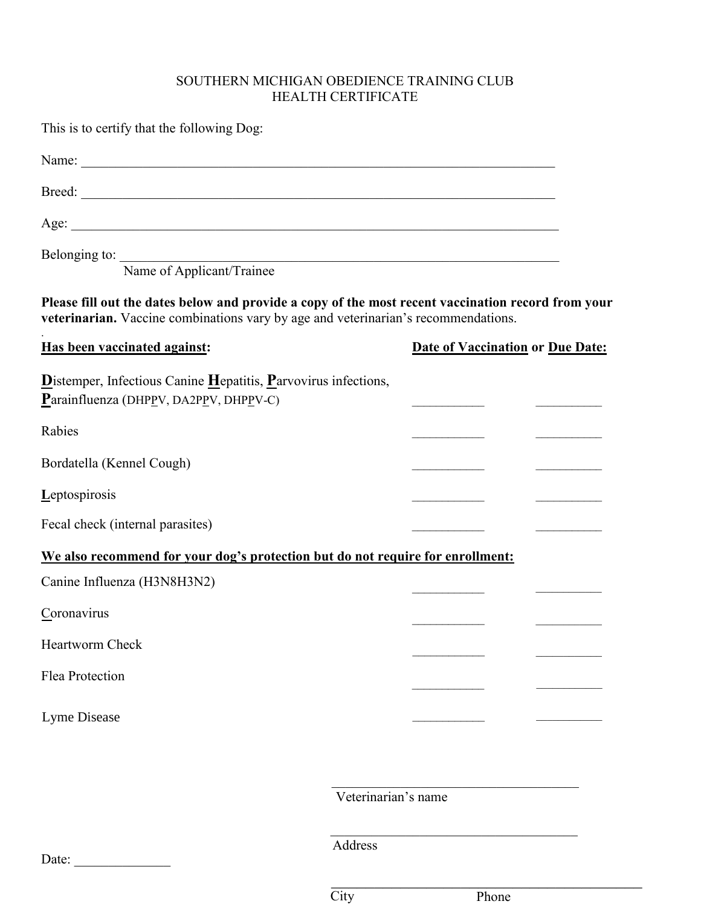SOUTHERN MICHIGAN OBEDIENCE TRAINING CLUB
HEALTH CERTIFICATE

This is to certify that the following Dog:

Name: ___________________________________________________________________________

Breed: ___________________________________________________________________________

Age: _____________________________________________________________________________

Belonging to: ______________________________________________________________________
Name of Applicant/Trainee

**Please fill out the dates below and provide a copy of the most recent vaccination record from your veterinarian.** Vaccine combinations vary by age and veterinarian's recommendations.

.

| **Has been vaccinated against:** | **Date of Vaccination** or **Due Date:** | |
|---|---|---|
| **D**istemper, Infectious Canine **H**epatitis, **P**arvovirus infections, **P**arainfluenza (DHPPV, DA2PPV, DHPPV-C) | __________ | __________ |
| Rabies | __________ | __________ |
| Bordatella (Kennel Cough) | __________ | __________ |
| **L**eptospirosis | __________ | __________ |
| Fecal check (internal parasites) | __________ | __________ |

**We also recommend for your dog's protection but do not require for enrollment:**

| | | |
|---|---|---|
| Canine Influenza (H3N8H3N2) | __________ | __________ |
| Coronavirus | __________ | __________ |
| Heartworm Check | __________ | __________ |
| Flea Protection | __________ | __________ |
| Lyme Disease | __________ | __________ |

_____________________________________
Veterinarian's name

_____________________________________
Address

Date: ______________

_____________________________________________
City Phone